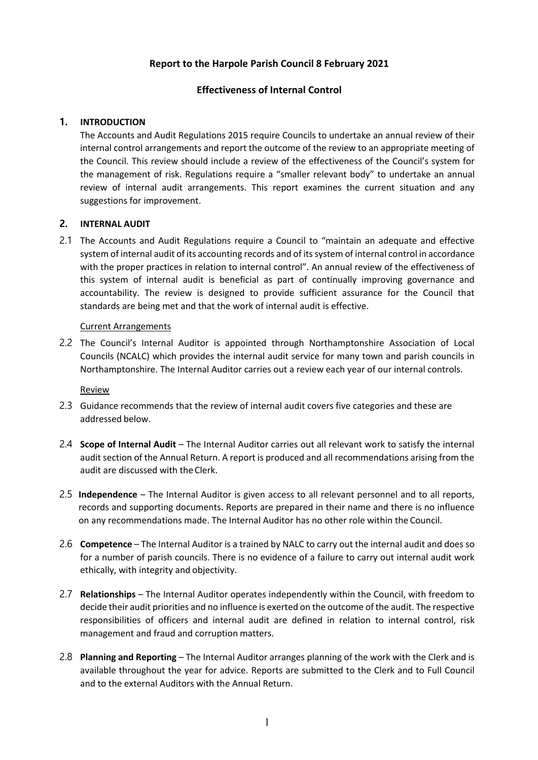**Report to the Harpole Parish Council 8 February 2021**

**Effectiveness of Internal Control**

## 1. INTRODUCTION

The Accounts and Audit Regulations 2015 require Councils to undertake an annual review of their internal control arrangements and report the outcome of the review to an appropriate meeting of the Council. This review should include a review of the effectiveness of the Council's system for the management of risk. Regulations require a "smaller relevant body" to undertake an annual review of internal audit arrangements. This report examines the current situation and any suggestions for improvement.

## 2. INTERNAL AUDIT

2.1 The Accounts and Audit Regulations require a Council to "maintain an adequate and effective system of internal audit of its accounting records and of its system of internal control in accordance with the proper practices in relation to internal control". An annual review of the effectiveness of this system of internal audit is beneficial as part of continually improving governance and accountability. The review is designed to provide sufficient assurance for the Council that standards are being met and that the work of internal audit is effective.

Current Arrangements

2.2 The Council's Internal Auditor is appointed through Northamptonshire Association of Local Councils (NCALC) which provides the internal audit service for many town and parish councils in Northamptonshire. The Internal Auditor carries out a review each year of our internal controls.

Review

2.3 Guidance recommends that the review of internal audit covers five categories and these are addressed below.

2.4 **Scope of Internal Audit** – The Internal Auditor carries out all relevant work to satisfy the internal audit section of the Annual Return. A report is produced and all recommendations arising from the audit are discussed with the Clerk.

2.5 **Independence** – The Internal Auditor is given access to all relevant personnel and to all reports, records and supporting documents. Reports are prepared in their name and there is no influence on any recommendations made. The Internal Auditor has no other role within the Council.

2.6 **Competence** – The Internal Auditor is a trained by NALC to carry out the internal audit and does so for a number of parish councils. There is no evidence of a failure to carry out internal audit work ethically, with integrity and objectivity.

2.7 **Relationships** – The Internal Auditor operates independently within the Council, with freedom to decide their audit priorities and no influence is exerted on the outcome of the audit. The respective responsibilities of officers and internal audit are defined in relation to internal control, risk management and fraud and corruption matters.

2.8 **Planning and Reporting** – The Internal Auditor arranges planning of the work with the Clerk and is available throughout the year for advice. Reports are submitted to the Clerk and to Full Council and to the external Auditors with the Annual Return.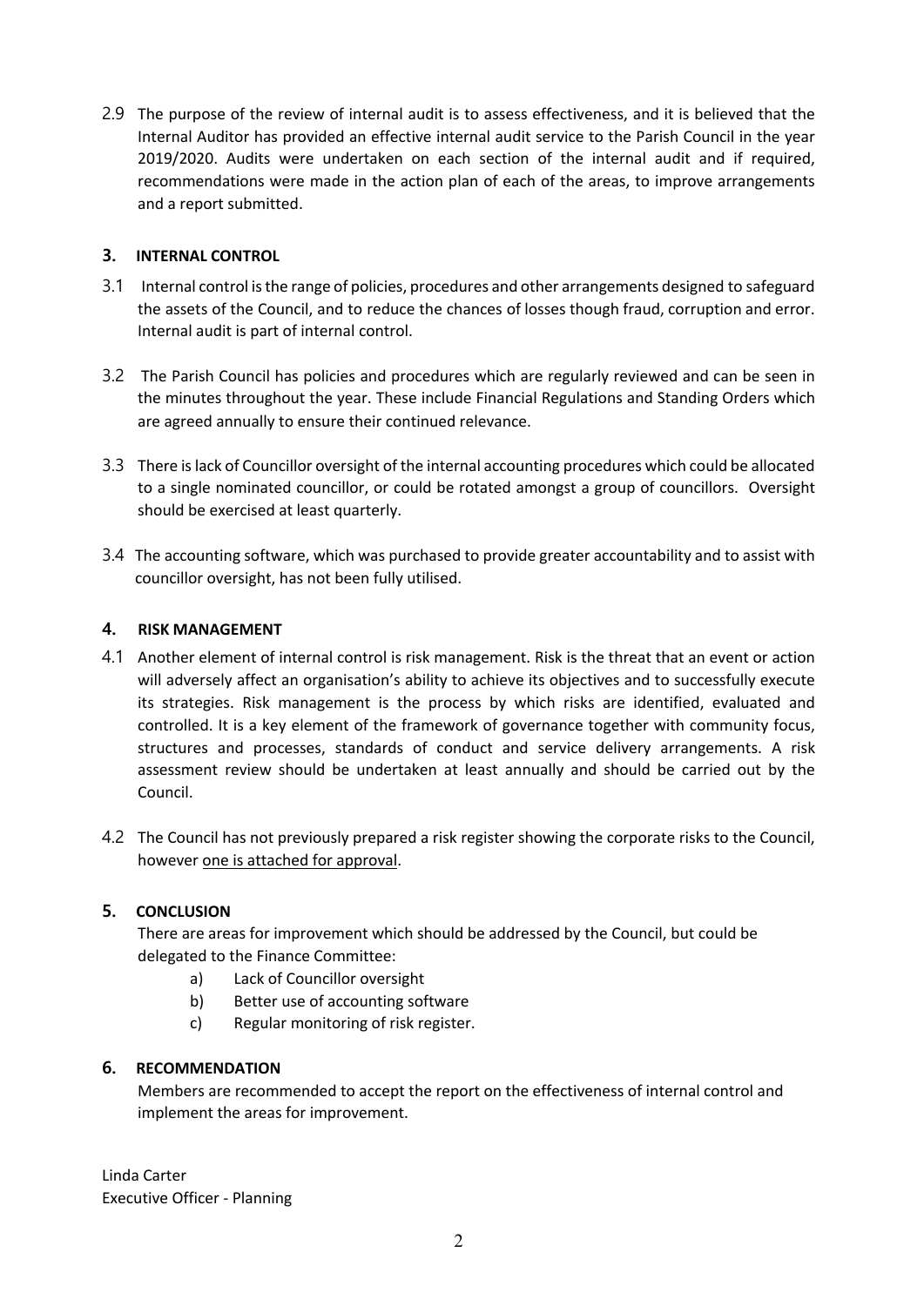2.9 The purpose of the review of internal audit is to assess effectiveness, and it is believed that the Internal Auditor has provided an effective internal audit service to the Parish Council in the year 2019/2020. Audits were undertaken on each section of the internal audit and if required, recommendations were made in the action plan of each of the areas, to improve arrangements and a report submitted.

## 3. INTERNAL CONTROL

3.1 Internal control is the range of policies, procedures and other arrangements designed to safeguard the assets of the Council, and to reduce the chances of losses though fraud, corruption and error. Internal audit is part of internal control.

3.2 The Parish Council has policies and procedures which are regularly reviewed and can be seen in the minutes throughout the year. These include Financial Regulations and Standing Orders which are agreed annually to ensure their continued relevance.

3.3 There is lack of Councillor oversight of the internal accounting procedures which could be allocated to a single nominated councillor, or could be rotated amongst a group of councillors. Oversight should be exercised at least quarterly.

3.4 The accounting software, which was purchased to provide greater accountability and to assist with councillor oversight, has not been fully utilised.

## 4. RISK MANAGEMENT

4.1 Another element of internal control is risk management. Risk is the threat that an event or action will adversely affect an organisation's ability to achieve its objectives and to successfully execute its strategies. Risk management is the process by which risks are identified, evaluated and controlled. It is a key element of the framework of governance together with community focus, structures and processes, standards of conduct and service delivery arrangements. A risk assessment review should be undertaken at least annually and should be carried out by the Council.

4.2 The Council has not previously prepared a risk register showing the corporate risks to the Council, however one is attached for approval.

## 5. CONCLUSION

There are areas for improvement which should be addressed by the Council, but could be delegated to the Finance Committee:

a) Lack of Councillor oversight
b) Better use of accounting software
c) Regular monitoring of risk register.

## 6. RECOMMENDATION

Members are recommended to accept the report on the effectiveness of internal control and implement the areas for improvement.

Linda Carter
Executive Officer - Planning